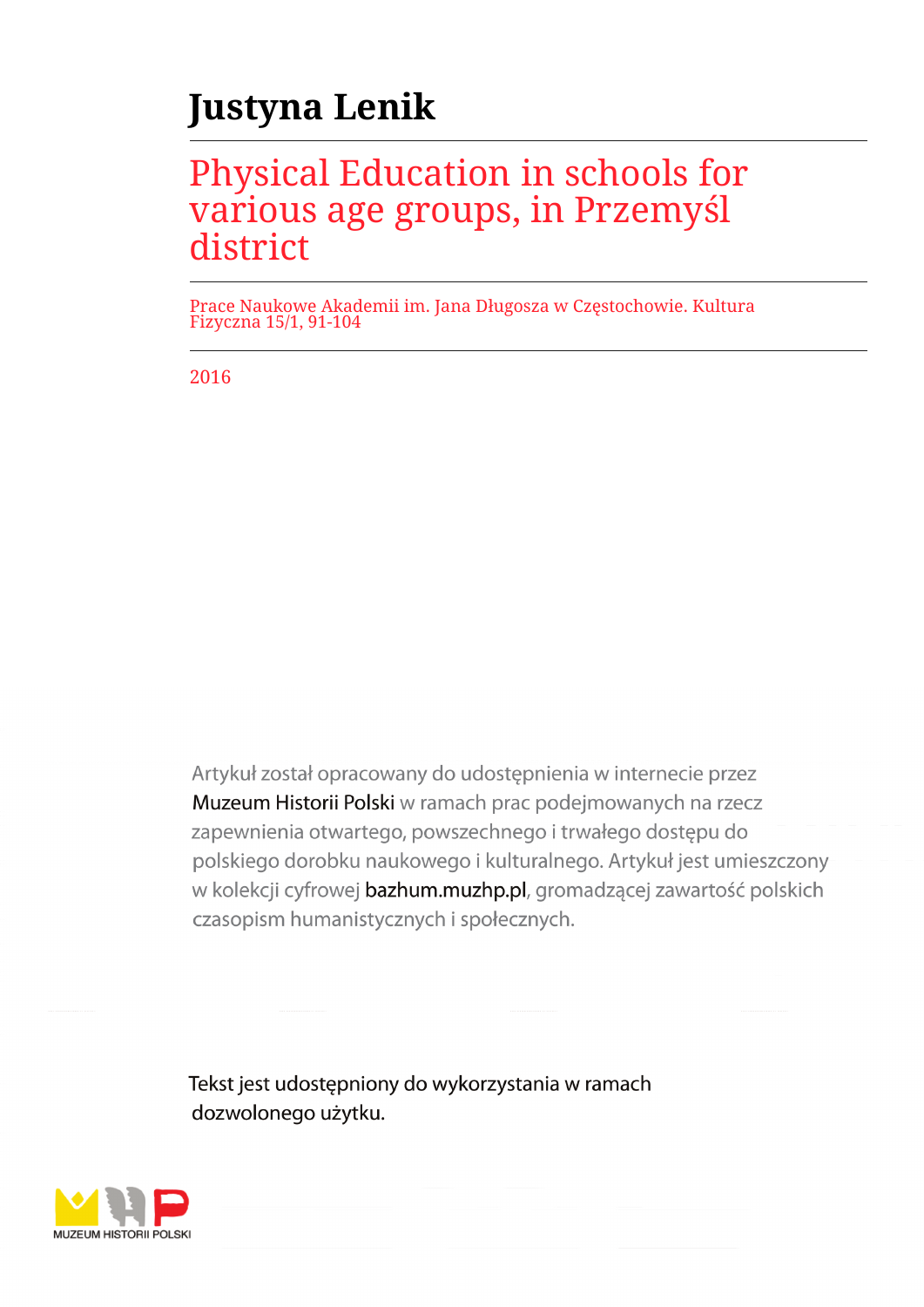# Justyna Lenik

## Physical Education in schools for various age groups, in Przemyśl district

Prace Naukowe Akademii im. Jana Długosza w Częstochowie. Kultura Fizyczna 15/1, 91-104

2016

Artykuł został opracowany do udostępnienia w internecie przez Muzeum Historii Polski w ramach prac podejmowanych na rzecz zapewnienia otwartego, powszechnego i trwałego dostępu do polskiego dorobku naukowego i kulturalnego. Artykuł jest umieszczony w kolekcji cyfrowej bazhum.muzhp.pl, gromadzącej zawartość polskich czasopism humanistycznych i społecznych.

Tekst jest udostępniony do wykorzystania w ramach dozwolonego użytku.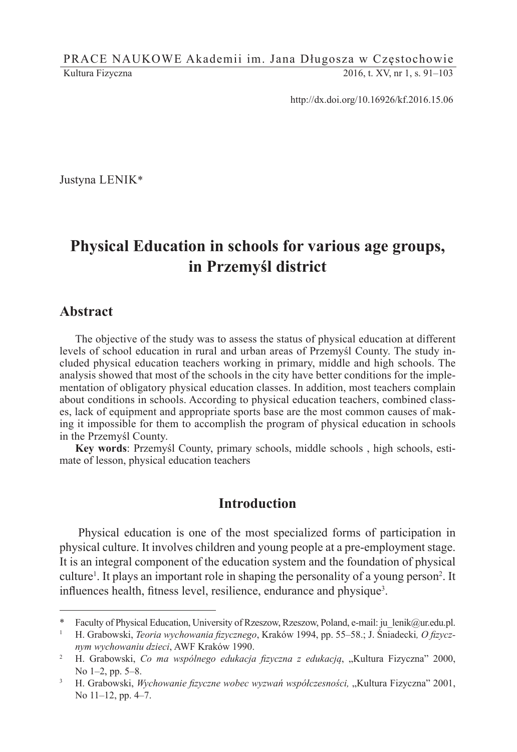Justyna LENIK*

# Physical Education in schools for various age groups, in Przemyśl district

## Abstract

The objective of the study was to assess the status of physical education at different levels of school education in rural and urban areas of Przemyśl County. The study included physical education teachers working in primary, middle and high schools. The analysis showed that most of the schools in the city have better conditions for the implementation of obligatory physical education classes. In addition, most teachers complain about conditions in schools. According to physical education teachers, combined classes, lack of equipment and appropriate sports base are the most common causes of making it impossible for them to accomplish the program of physical education in schools in the Przemyśl County.

**Key words**: Przemyśl County, primary schools, middle schools , high schools, estimate of lesson, physical education teachers

## Introduction

Physical education is one of the most specialized forms of participation in physical culture. It involves children and young people at a pre-employment stage. It is an integral component of the education system and the foundation of physical culture[1]. It plays an important role in shaping the personality of a young person[2]. It influences health, fitness level, resilience, endurance and physique[3].

---

\* Faculty of Physical Education, University of Rzeszow, Rzeszow, Poland, e-mail: ju_lenik@ur.edu.pl.

[1] H. Grabowski, *Teoria wychowania fizycznego*, Kraków 1994, pp. 55–58.; J. Śniadecki*, O fizycznym wychowaniu dzieci*, AWF Kraków 1990.

[2] H. Grabowski, *Co ma wspólnego edukacja fizyczna z edukacją*, „Kultura Fizyczna" 2000, No 1–2, pp. 5–8.

[3] H. Grabowski, *Wychowanie fizyczne wobec wyzwań współczesności,* „Kultura Fizyczna" 2001, No 11–12, pp. 4–7.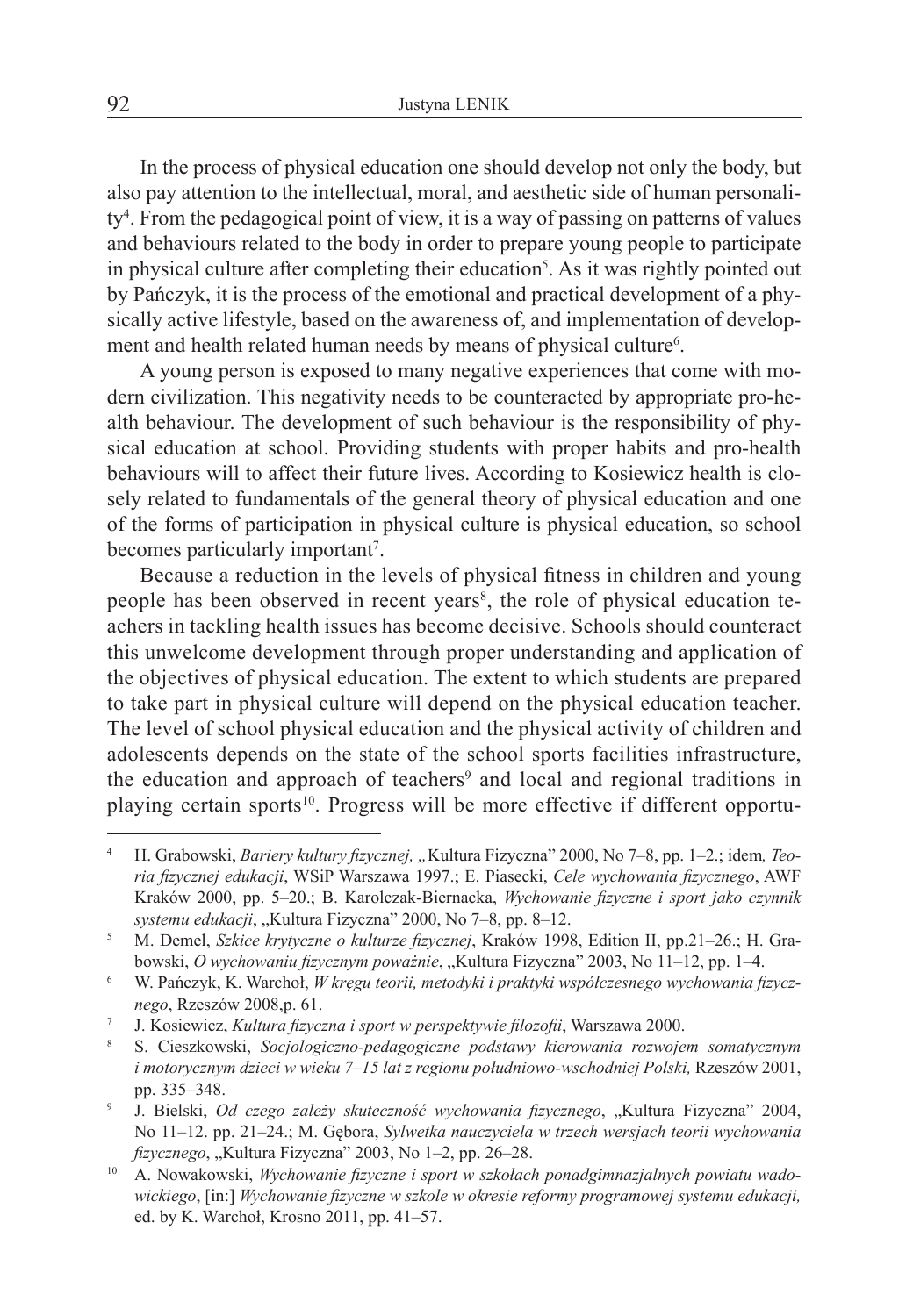In the process of physical education one should develop not only the body, but also pay attention to the intellectual, moral, and aesthetic side of human personality[4]. From the pedagogical point of view, it is a way of passing on patterns of values and behaviours related to the body in order to prepare young people to participate in physical culture after completing their education[5]. As it was rightly pointed out by Pańczyk, it is the process of the emotional and practical development of a physically active lifestyle, based on the awareness of, and implementation of development and health related human needs by means of physical culture[6].

A young person is exposed to many negative experiences that come with modern civilization. This negativity needs to be counteracted by appropriate pro-health behaviour. The development of such behaviour is the responsibility of physical education at school. Providing students with proper habits and pro-health behaviours will to affect their future lives. According to Kosiewicz health is closely related to fundamentals of the general theory of physical education and one of the forms of participation in physical culture is physical education, so school becomes particularly important[7].

Because a reduction in the levels of physical fitness in children and young people has been observed in recent years[8], the role of physical education teachers in tackling health issues has become decisive. Schools should counteract this unwelcome development through proper understanding and application of the objectives of physical education. The extent to which students are prepared to take part in physical culture will depend on the physical education teacher. The level of school physical education and the physical activity of children and adolescents depends on the state of the school sports facilities infrastructure, the education and approach of teachers[9] and local and regional traditions in playing certain sports[10]. Progress will be more effective if different opportu-

---

[4] H. Grabowski, *Bariery kultury fizycznej,* „Kultura Fizyczna" 2000, No 7–8, pp. 1–2.; idem*, Teoria fizycznej edukacji*, WSiP Warszawa 1997.; E. Piasecki, *Cele wychowania fizycznego*, AWF Kraków 2000, pp. 5–20.; B. Karolczak-Biernacka, *Wychowanie fizyczne i sport jako czynnik systemu edukacji*, „Kultura Fizyczna" 2000, No 7–8, pp. 8–12.

[5] M. Demel, *Szkice krytyczne o kulturze fizycznej*, Kraków 1998, Edition II, pp.21–26.; H. Grabowski, *O wychowaniu fizycznym poważnie*, „Kultura Fizyczna" 2003, No 11–12, pp. 1–4.

[6] W. Pańczyk, K. Warchoł, *W kręgu teorii, metodyki i praktyki współczesnego wychowania fizycznego*, Rzeszów 2008,p. 61.

[7] J. Kosiewicz, *Kultura fizyczna i sport w perspektywie filozofii*, Warszawa 2000.

[8] S. Cieszkowski, *Socjologiczno-pedagogiczne podstawy kierowania rozwojem somatycznym i motorycznym dzieci w wieku 7–15 lat z regionu południowo-wschodniej Polski,* Rzeszów 2001, pp. 335–348.

[9] J. Bielski, *Od czego zależy skuteczność wychowania fizycznego*, „Kultura Fizyczna" 2004, No 11–12. pp. 21–24.; M. Gębora, *Sylwetka nauczyciela w trzech wersjach teorii wychowania fizycznego*, „Kultura Fizyczna" 2003, No 1–2, pp. 26–28.

[10] A. Nowakowski, *Wychowanie fizyczne i sport w szkołach ponadgimnazjalnych powiatu wadowickiego*, [in:] *Wychowanie fizyczne w szkole w okresie reformy programowej systemu edukacji,* ed. by K. Warchoł, Krosno 2011, pp. 41–57.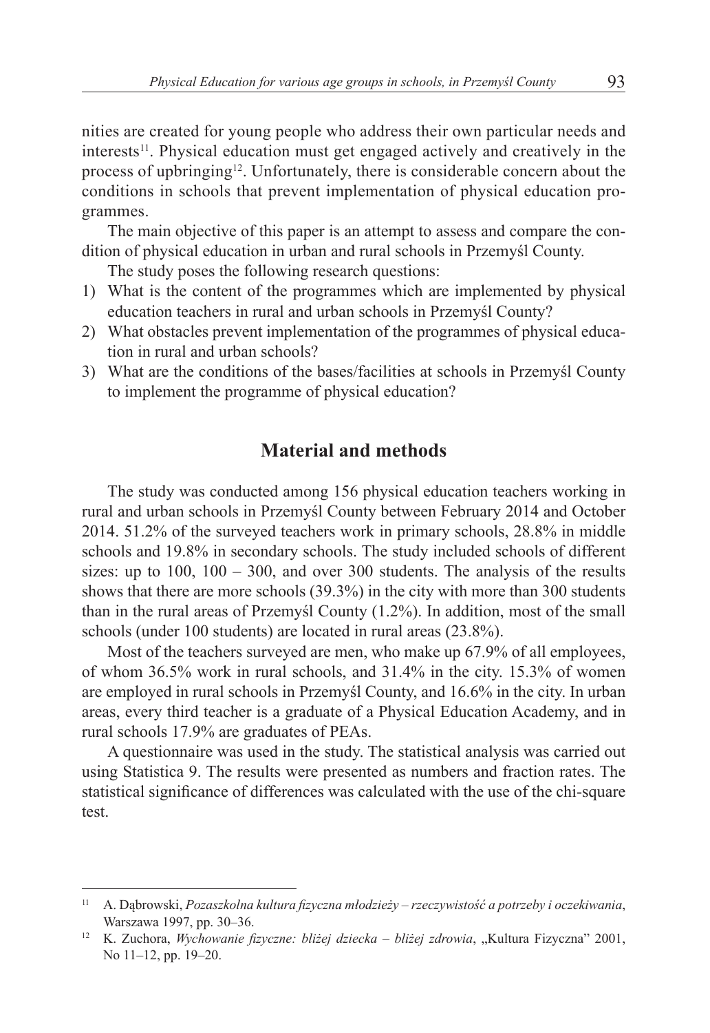nities are created for young people who address their own particular needs and interests[11]. Physical education must get engaged actively and creatively in the process of upbringing[12]. Unfortunately, there is considerable concern about the conditions in schools that prevent implementation of physical education programmes.

The main objective of this paper is an attempt to assess and compare the condition of physical education in urban and rural schools in Przemyśl County.

The study poses the following research questions:

1) What is the content of the programmes which are implemented by physical education teachers in rural and urban schools in Przemyśl County?
2) What obstacles prevent implementation of the programmes of physical education in rural and urban schools?
3) What are the conditions of the bases/facilities at schools in Przemyśl County to implement the programme of physical education?

## Material and methods

The study was conducted among 156 physical education teachers working in rural and urban schools in Przemyśl County between February 2014 and October 2014. 51.2% of the surveyed teachers work in primary schools, 28.8% in middle schools and 19.8% in secondary schools. The study included schools of different sizes: up to 100, 100 – 300, and over 300 students. The analysis of the results shows that there are more schools (39.3%) in the city with more than 300 students than in the rural areas of Przemyśl County (1.2%). In addition, most of the small schools (under 100 students) are located in rural areas (23.8%).

Most of the teachers surveyed are men, who make up 67.9% of all employees, of whom 36.5% work in rural schools, and 31.4% in the city. 15.3% of women are employed in rural schools in Przemyśl County, and 16.6% in the city. In urban areas, every third teacher is a graduate of a Physical Education Academy, and in rural schools 17.9% are graduates of PEAs.

A questionnaire was used in the study. The statistical analysis was carried out using Statistica 9. The results were presented as numbers and fraction rates. The statistical significance of differences was calculated with the use of the chi-square test.

---

[11] A. Dąbrowski, *Pozaszkolna kultura fizyczna młodzieży – rzeczywistość a potrzeby i oczekiwania*, Warszawa 1997, pp. 30–36.

[12] K. Zuchora, *Wychowanie fizyczne: bliżej dziecka – bliżej zdrowia*, „Kultura Fizyczna" 2001, No 11–12, pp. 19–20.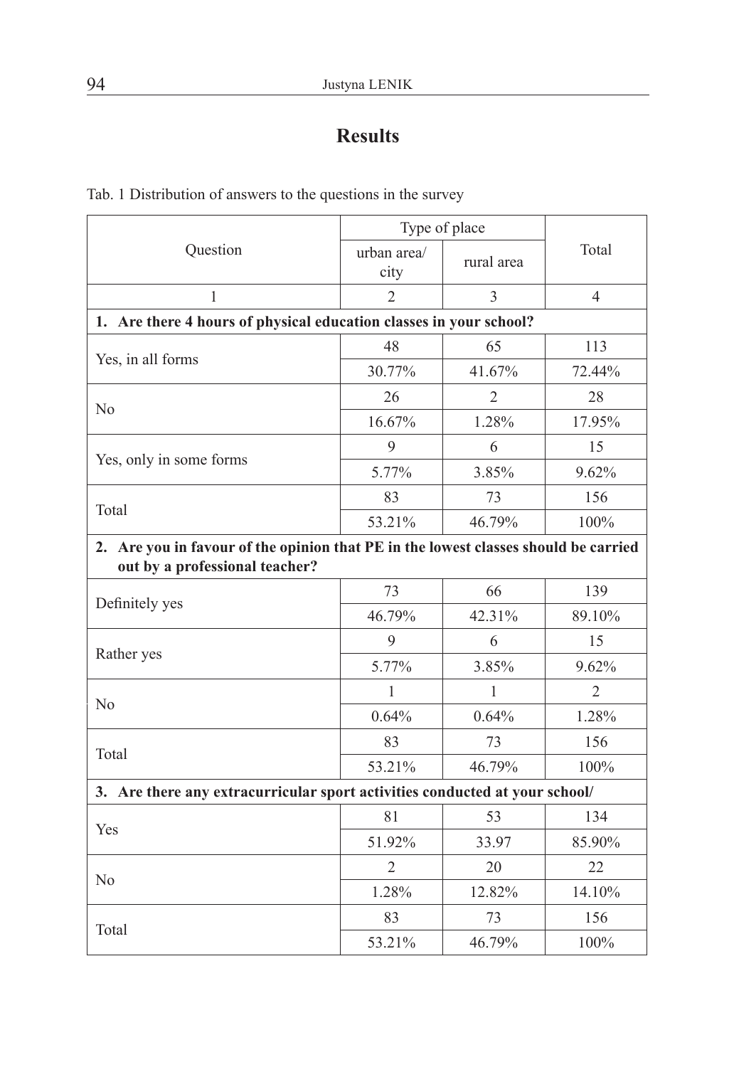# Results

Tab. 1 Distribution of answers to the questions in the survey

| Question | Type of place | | Total |
|---|---|---|---|
| | urban area/ city | rural area | |
| 1 | 2 | 3 | 4 |
| **1. Are there 4 hours of physical education classes in your school?** | | | |
| Yes, in all forms | 48 | 65 | 113 |
| | 30.77% | 41.67% | 72.44% |
| No | 26 | 2 | 28 |
| | 16.67% | 1.28% | 17.95% |
| Yes, only in some forms | 9 | 6 | 15 |
| | 5.77% | 3.85% | 9.62% |
| Total | 83 | 73 | 156 |
| | 53.21% | 46.79% | 100% |
| **2. Are you in favour of the opinion that PE in the lowest classes should be carried out by a professional teacher?** | | | |
| Definitely yes | 73 | 66 | 139 |
| | 46.79% | 42.31% | 89.10% |
| Rather yes | 9 | 6 | 15 |
| | 5.77% | 3.85% | 9.62% |
| No | 1 | 1 | 2 |
| | 0.64% | 0.64% | 1.28% |
| Total | 83 | 73 | 156 |
| | 53.21% | 46.79% | 100% |
| **3. Are there any extracurricular sport activities conducted at your school/** | | | |
| Yes | 81 | 53 | 134 |
| | 51.92% | 33.97 | 85.90% |
| No | 2 | 20 | 22 |
| | 1.28% | 12.82% | 14.10% |
| Total | 83 | 73 | 156 |
| | 53.21% | 46.79% | 100% |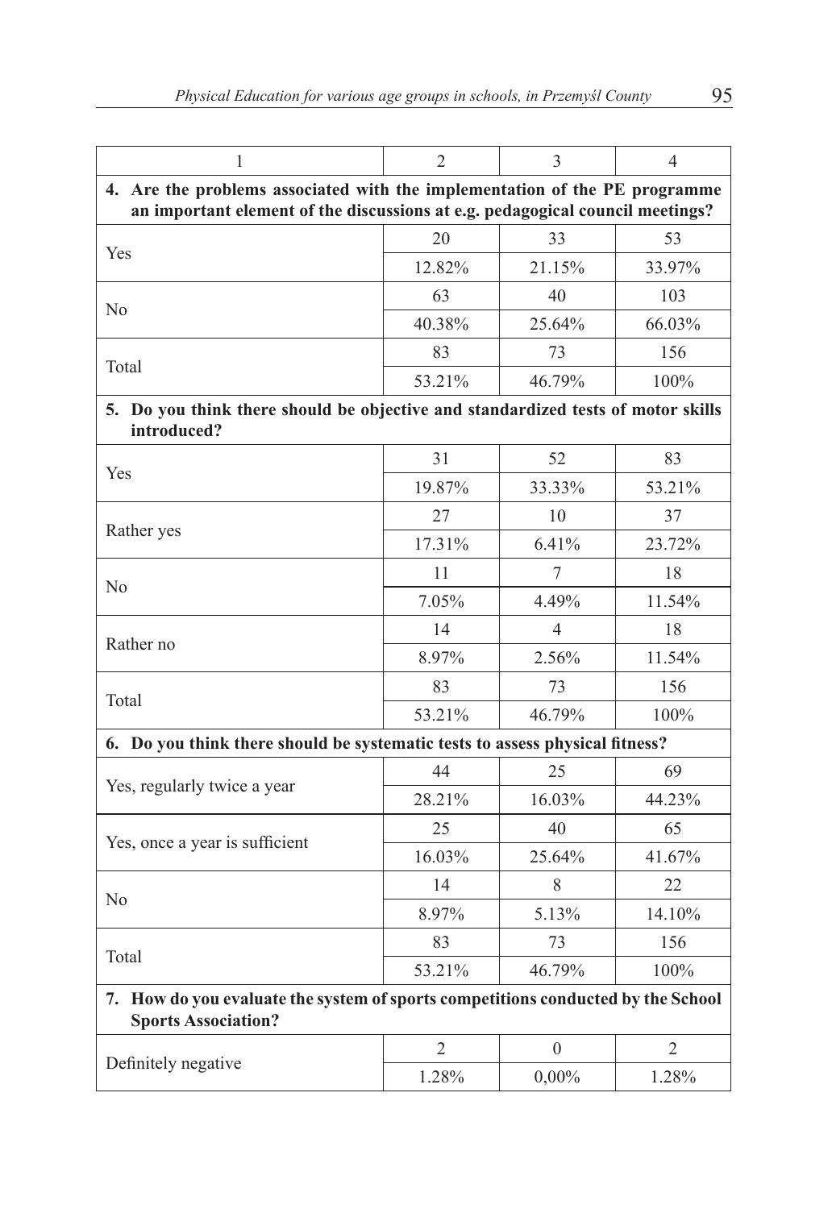| 1 | 2 | 3 | 4 |
|---|---|---|---|
| **4. Are the problems associated with the implementation of the PE programme an important element of the discussions at e.g. pedagogical council meetings?** | | | |
| Yes | 20 | 33 | 53 |
| | 12.82% | 21.15% | 33.97% |
| No | 63 | 40 | 103 |
| | 40.38% | 25.64% | 66.03% |
| Total | 83 | 73 | 156 |
| | 53.21% | 46.79% | 100% |
| **5. Do you think there should be objective and standardized tests of motor skills introduced?** | | | |
| Yes | 31 | 52 | 83 |
| | 19.87% | 33.33% | 53.21% |
| Rather yes | 27 | 10 | 37 |
| | 17.31% | 6.41% | 23.72% |
| No | 11 | 7 | 18 |
| | 7.05% | 4.49% | 11.54% |
| Rather no | 14 | 4 | 18 |
| | 8.97% | 2.56% | 11.54% |
| Total | 83 | 73 | 156 |
| | 53.21% | 46.79% | 100% |
| **6. Do you think there should be systematic tests to assess physical fitness?** | | | |
| Yes, regularly twice a year | 44 | 25 | 69 |
| | 28.21% | 16.03% | 44.23% |
| Yes, once a year is sufficient | 25 | 40 | 65 |
| | 16.03% | 25.64% | 41.67% |
| No | 14 | 8 | 22 |
| | 8.97% | 5.13% | 14.10% |
| Total | 83 | 73 | 156 |
| | 53.21% | 46.79% | 100% |
| **7. How do you evaluate the system of sports competitions conducted by the School Sports Association?** | | | |
| Definitely negative | 2 | 0 | 2 |
| | 1.28% | 0,00% | 1.28% |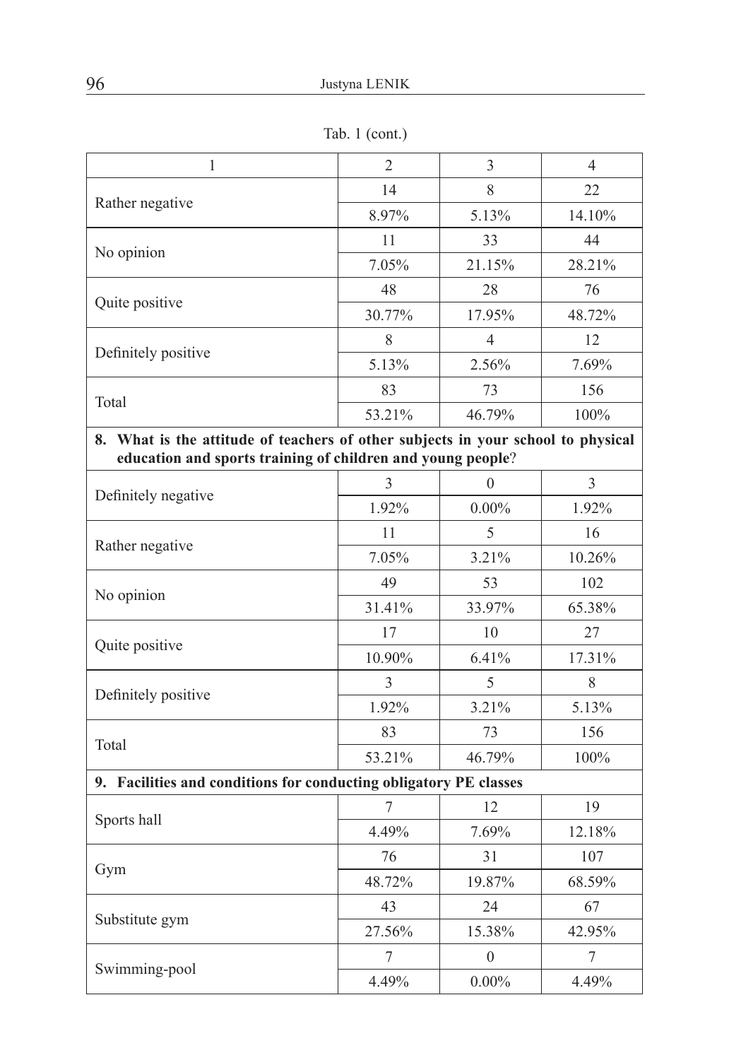Tab. 1 (cont.)

| 1 | 2 | 3 | 4 |
|---|---|---|---|
| Rather negative | 14 | 8 | 22 |
| | 8.97% | 5.13% | 14.10% |
| No opinion | 11 | 33 | 44 |
| | 7.05% | 21.15% | 28.21% |
| Quite positive | 48 | 28 | 76 |
| | 30.77% | 17.95% | 48.72% |
| Definitely positive | 8 | 4 | 12 |
| | 5.13% | 2.56% | 7.69% |
| Total | 83 | 73 | 156 |
| | 53.21% | 46.79% | 100% |
| **8. What is the attitude of teachers of other subjects in your school to physical education and sports training of children and young people**? | | | |
| Definitely negative | 3 | 0 | 3 |
| | 1.92% | 0.00% | 1.92% |
| Rather negative | 11 | 5 | 16 |
| | 7.05% | 3.21% | 10.26% |
| No opinion | 49 | 53 | 102 |
| | 31.41% | 33.97% | 65.38% |
| Quite positive | 17 | 10 | 27 |
| | 10.90% | 6.41% | 17.31% |
| Definitely positive | 3 | 5 | 8 |
| | 1.92% | 3.21% | 5.13% |
| Total | 83 | 73 | 156 |
| | 53.21% | 46.79% | 100% |
| **9. Facilities and conditions for conducting obligatory PE classes** | | | |
| Sports hall | 7 | 12 | 19 |
| | 4.49% | 7.69% | 12.18% |
| Gym | 76 | 31 | 107 |
| | 48.72% | 19.87% | 68.59% |
| Substitute gym | 43 | 24 | 67 |
| | 27.56% | 15.38% | 42.95% |
| Swimming-pool | 7 | 0 | 7 |
| | 4.49% | 0.00% | 4.49% |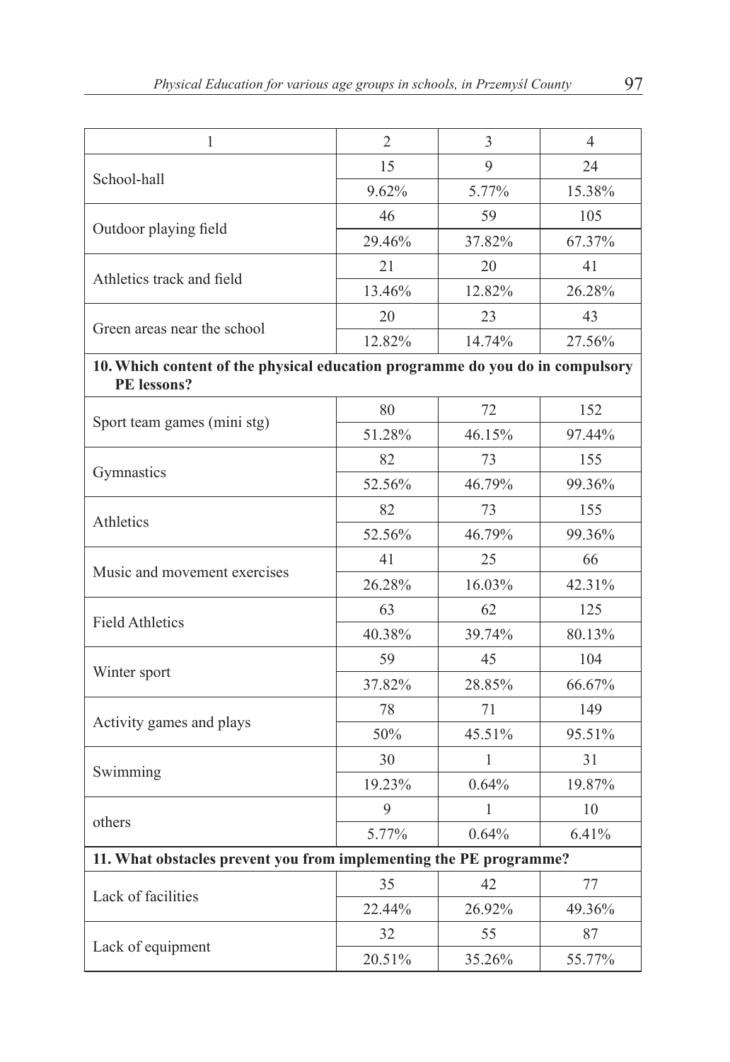| 1 | 2 | 3 | 4 |
|---|---|---|---|
| School-hall | 15 | 9 | 24 |
| | 9.62% | 5.77% | 15.38% |
| Outdoor playing field | 46 | 59 | 105 |
| | 29.46% | 37.82% | 67.37% |
| Athletics track and field | 21 | 20 | 41 |
| | 13.46% | 12.82% | 26.28% |
| Green areas near the school | 20 | 23 | 43 |
| | 12.82% | 14.74% | 27.56% |
| **10. Which content of the physical education programme do you do in compulsory PE lessons?** | | | |
| Sport team games (mini stg) | 80 | 72 | 152 |
| | 51.28% | 46.15% | 97.44% |
| Gymnastics | 82 | 73 | 155 |
| | 52.56% | 46.79% | 99.36% |
| Athletics | 82 | 73 | 155 |
| | 52.56% | 46.79% | 99.36% |
| Music and movement exercises | 41 | 25 | 66 |
| | 26.28% | 16.03% | 42.31% |
| Field Athletics | 63 | 62 | 125 |
| | 40.38% | 39.74% | 80.13% |
| Winter sport | 59 | 45 | 104 |
| | 37.82% | 28.85% | 66.67% |
| Activity games and plays | 78 | 71 | 149 |
| | 50% | 45.51% | 95.51% |
| Swimming | 30 | 1 | 31 |
| | 19.23% | 0.64% | 19.87% |
| others | 9 | 1 | 10 |
| | 5.77% | 0.64% | 6.41% |
| **11. What obstacles prevent you from implementing the PE programme?** | | | |
| Lack of facilities | 35 | 42 | 77 |
| | 22.44% | 26.92% | 49.36% |
| Lack of equipment | 32 | 55 | 87 |
| | 20.51% | 35.26% | 55.77% |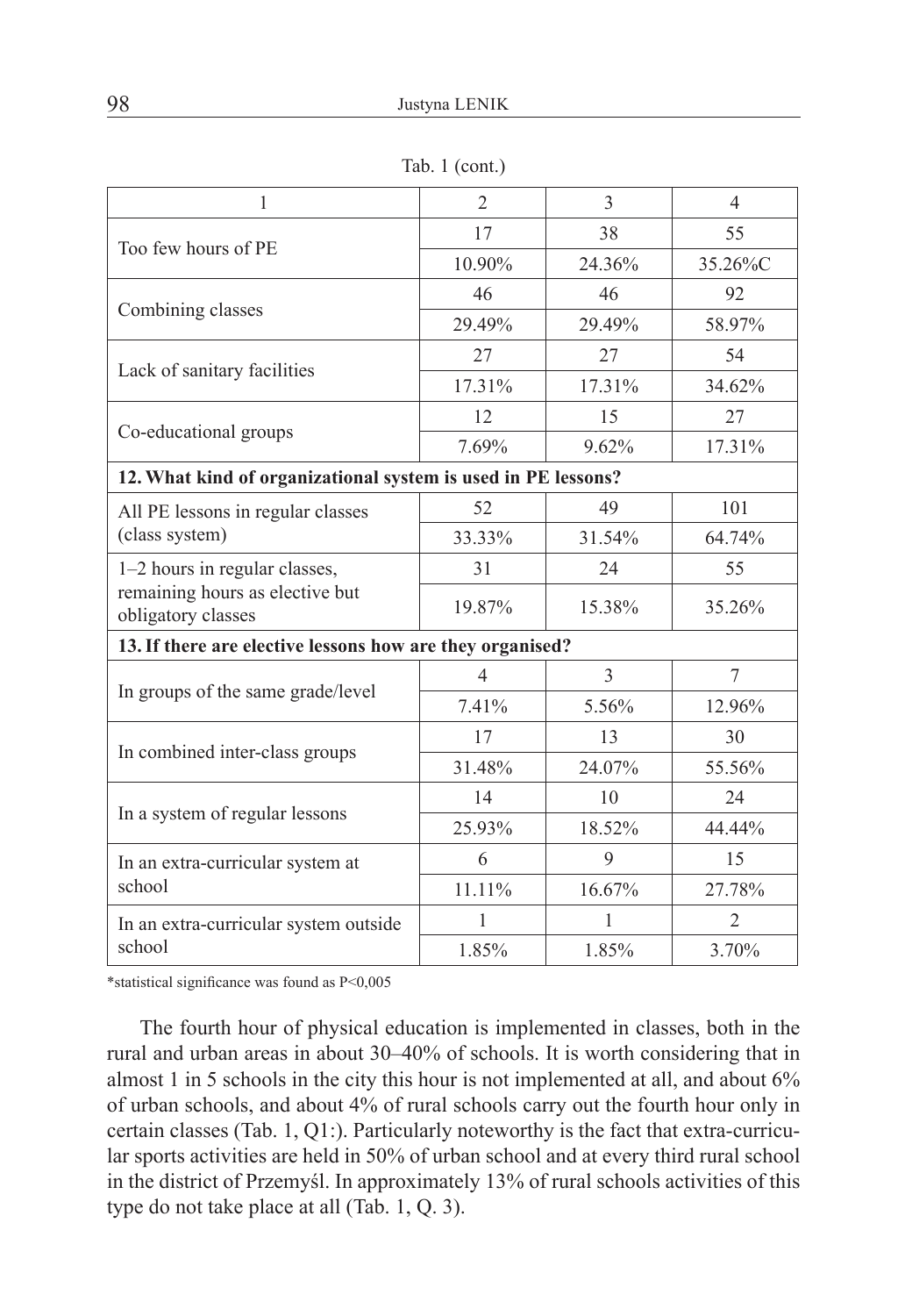Tab. 1 (cont.)

| 1 | 2 | 3 | 4 |
|---|---|---|---|
| Too few hours of PE | 17 | 38 | 55 |
| | 10.90% | 24.36% | 35.26%C |
| Combining classes | 46 | 46 | 92 |
| | 29.49% | 29.49% | 58.97% |
| Lack of sanitary facilities | 27 | 27 | 54 |
| | 17.31% | 17.31% | 34.62% |
| Co-educational groups | 12 | 15 | 27 |
| | 7.69% | 9.62% | 17.31% |
| **12. What kind of organizational system is used in PE lessons?** | | | |
| All PE lessons in regular classes (class system) | 52 | 49 | 101 |
| | 33.33% | 31.54% | 64.74% |
| 1–2 hours in regular classes, remaining hours as elective but obligatory classes | 31 | 24 | 55 |
| | 19.87% | 15.38% | 35.26% |
| **13. If there are elective lessons how are they organised?** | | | |
| In groups of the same grade/level | 4 | 3 | 7 |
| | 7.41% | 5.56% | 12.96% |
| In combined inter-class groups | 17 | 13 | 30 |
| | 31.48% | 24.07% | 55.56% |
| In a system of regular lessons | 14 | 10 | 24 |
| | 25.93% | 18.52% | 44.44% |
| In an extra-curricular system at school | 6 | 9 | 15 |
| | 11.11% | 16.67% | 27.78% |
| In an extra-curricular system outside school | 1 | 1 | 2 |
| | 1.85% | 1.85% | 3.70% |

*statistical significance was found as P<0,005

The fourth hour of physical education is implemented in classes, both in the rural and urban areas in about 30–40% of schools. It is worth considering that in almost 1 in 5 schools in the city this hour is not implemented at all, and about 6% of urban schools, and about 4% of rural schools carry out the fourth hour only in certain classes (Tab. 1, Q1:). Particularly noteworthy is the fact that extra-curricular sports activities are held in 50% of urban school and at every third rural school in the district of Przemyśl. In approximately 13% of rural schools activities of this type do not take place at all (Tab. 1, Q. 3).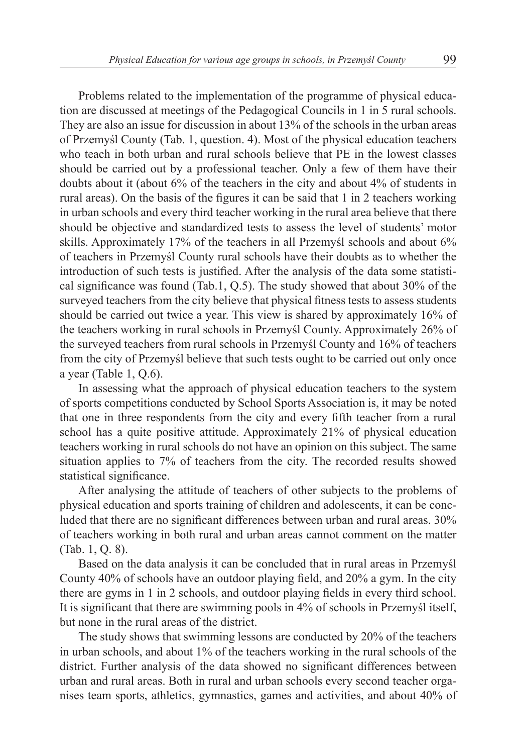Problems related to the implementation of the programme of physical education are discussed at meetings of the Pedagogical Councils in 1 in 5 rural schools. They are also an issue for discussion in about 13% of the schools in the urban areas of Przemyśl County (Tab. 1, question. 4). Most of the physical education teachers who teach in both urban and rural schools believe that PE in the lowest classes should be carried out by a professional teacher. Only a few of them have their doubts about it (about 6% of the teachers in the city and about 4% of students in rural areas). On the basis of the figures it can be said that 1 in 2 teachers working in urban schools and every third teacher working in the rural area believe that there should be objective and standardized tests to assess the level of students' motor skills. Approximately 17% of the teachers in all Przemyśl schools and about 6% of teachers in Przemyśl County rural schools have their doubts as to whether the introduction of such tests is justified. After the analysis of the data some statistical significance was found (Tab.1, Q.5). The study showed that about 30% of the surveyed teachers from the city believe that physical fitness tests to assess students should be carried out twice a year. This view is shared by approximately 16% of the teachers working in rural schools in Przemyśl County. Approximately 26% of the surveyed teachers from rural schools in Przemyśl County and 16% of teachers from the city of Przemyśl believe that such tests ought to be carried out only once a year (Table 1, Q.6).

In assessing what the approach of physical education teachers to the system of sports competitions conducted by School Sports Association is, it may be noted that one in three respondents from the city and every fifth teacher from a rural school has a quite positive attitude. Approximately 21% of physical education teachers working in rural schools do not have an opinion on this subject. The same situation applies to 7% of teachers from the city. The recorded results showed statistical significance.

After analysing the attitude of teachers of other subjects to the problems of physical education and sports training of children and adolescents, it can be concluded that there are no significant differences between urban and rural areas. 30% of teachers working in both rural and urban areas cannot comment on the matter (Tab. 1, Q. 8).

Based on the data analysis it can be concluded that in rural areas in Przemyśl County 40% of schools have an outdoor playing field, and 20% a gym. In the city there are gyms in 1 in 2 schools, and outdoor playing fields in every third school. It is significant that there are swimming pools in 4% of schools in Przemyśl itself, but none in the rural areas of the district.

The study shows that swimming lessons are conducted by 20% of the teachers in urban schools, and about 1% of the teachers working in the rural schools of the district. Further analysis of the data showed no significant differences between urban and rural areas. Both in rural and urban schools every second teacher organises team sports, athletics, gymnastics, games and activities, and about 40% of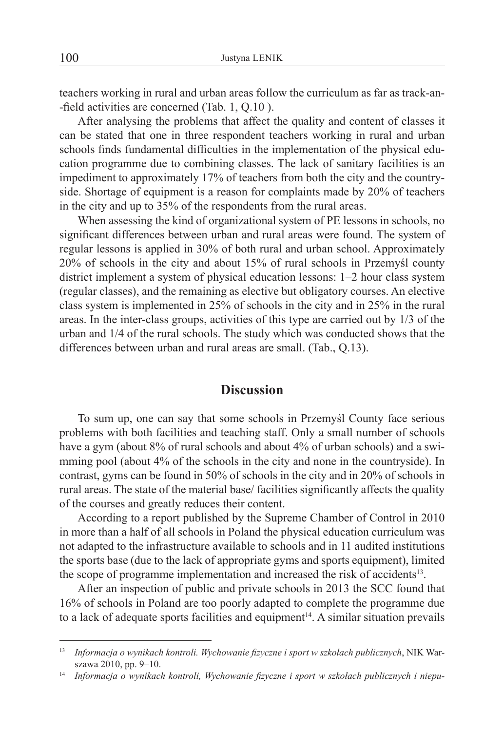teachers working in rural and urban areas follow the curriculum as far as track-and-field activities are concerned (Tab. 1, Q.10 ).

After analysing the problems that affect the quality and content of classes it can be stated that one in three respondent teachers working in rural and urban schools finds fundamental difficulties in the implementation of the physical education programme due to combining classes. The lack of sanitary facilities is an impediment to approximately 17% of teachers from both the city and the countryside. Shortage of equipment is a reason for complaints made by 20% of teachers in the city and up to 35% of the respondents from the rural areas.

When assessing the kind of organizational system of PE lessons in schools, no significant differences between urban and rural areas were found. The system of regular lessons is applied in 30% of both rural and urban school. Approximately 20% of schools in the city and about 15% of rural schools in Przemyśl county district implement a system of physical education lessons: 1–2 hour class system (regular classes), and the remaining as elective but obligatory courses. An elective class system is implemented in 25% of schools in the city and in 25% in the rural areas. In the inter-class groups, activities of this type are carried out by 1/3 of the urban and 1/4 of the rural schools. The study which was conducted shows that the differences between urban and rural areas are small. (Tab., Q.13).

## Discussion

To sum up, one can say that some schools in Przemyśl County face serious problems with both facilities and teaching staff. Only a small number of schools have a gym (about 8% of rural schools and about 4% of urban schools) and a swimming pool (about 4% of the schools in the city and none in the countryside). In contrast, gyms can be found in 50% of schools in the city and in 20% of schools in rural areas. The state of the material base/ facilities significantly affects the quality of the courses and greatly reduces their content.

According to a report published by the Supreme Chamber of Control in 2010 in more than a half of all schools in Poland the physical education curriculum was not adapted to the infrastructure available to schools and in 11 audited institutions the sports base (due to the lack of appropriate gyms and sports equipment), limited the scope of programme implementation and increased the risk of accidents[13].

After an inspection of public and private schools in 2013 the SCC found that 16% of schools in Poland are too poorly adapted to complete the programme due to a lack of adequate sports facilities and equipment[14]. A similar situation prevails

---

[13] *Informacja o wynikach kontroli. Wychowanie fizyczne i sport w szkołach publicznych*, NIK Warszawa 2010, pp. 9–10.

[14] *Informacja o wynikach kontroli, Wychowanie fizyczne i sport w szkołach publicznych i niepu-*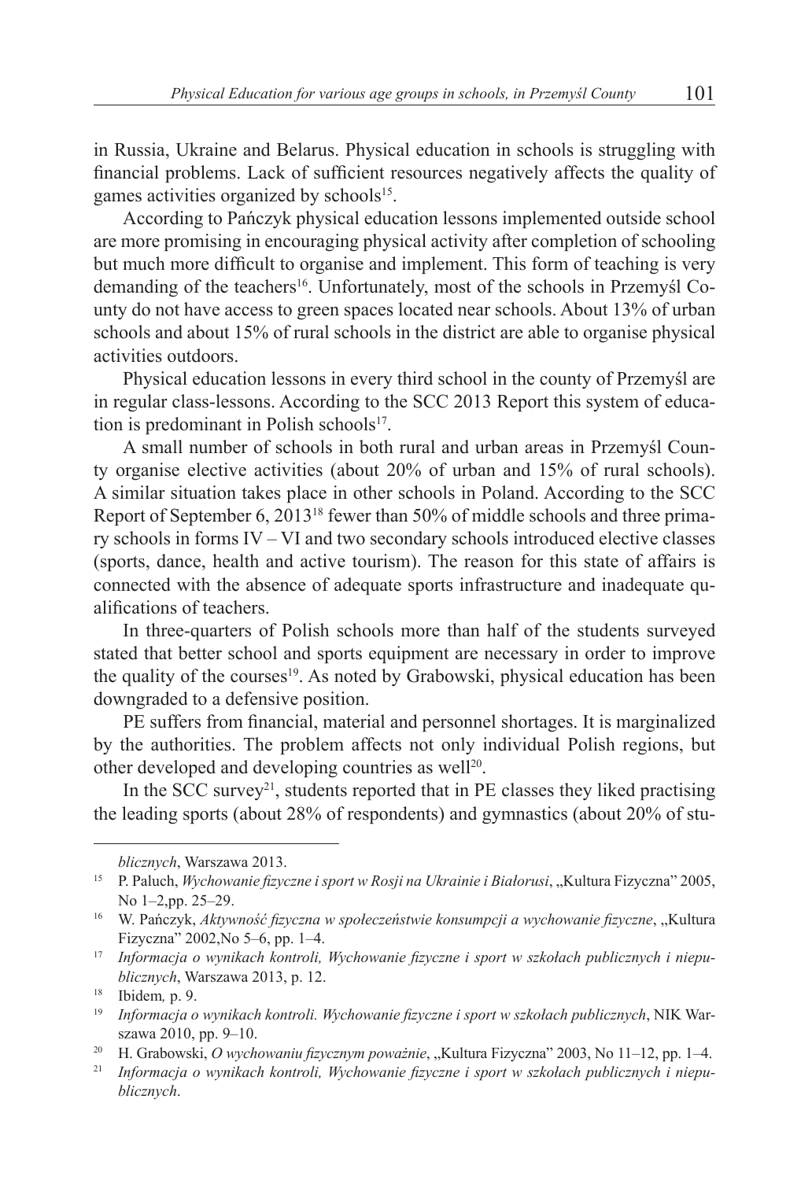in Russia, Ukraine and Belarus. Physical education in schools is struggling with financial problems. Lack of sufficient resources negatively affects the quality of games activities organized by schools[15].

According to Pańczyk physical education lessons implemented outside school are more promising in encouraging physical activity after completion of schooling but much more difficult to organise and implement. This form of teaching is very demanding of the teachers[16]. Unfortunately, most of the schools in Przemyśl County do not have access to green spaces located near schools. About 13% of urban schools and about 15% of rural schools in the district are able to organise physical activities outdoors.

Physical education lessons in every third school in the county of Przemyśl are in regular class-lessons. According to the SCC 2013 Report this system of education is predominant in Polish schools[17].

A small number of schools in both rural and urban areas in Przemyśl County organise elective activities (about 20% of urban and 15% of rural schools). A similar situation takes place in other schools in Poland. According to the SCC Report of September 6, 2013[18] fewer than 50% of middle schools and three primary schools in forms IV – VI and two secondary schools introduced elective classes (sports, dance, health and active tourism). The reason for this state of affairs is connected with the absence of adequate sports infrastructure and inadequate qualifications of teachers.

In three-quarters of Polish schools more than half of the students surveyed stated that better school and sports equipment are necessary in order to improve the quality of the courses[19]. As noted by Grabowski, physical education has been downgraded to a defensive position.

PE suffers from financial, material and personnel shortages. It is marginalized by the authorities. The problem affects not only individual Polish regions, but other developed and developing countries as well[20].

In the SCC survey[21], students reported that in PE classes they liked practising the leading sports (about 28% of respondents) and gymnastics (about 20% of stu-

---

*blicznych*, Warszawa 2013.

[15] P. Paluch, *Wychowanie fizyczne i sport w Rosji na Ukrainie i Białorusi*, „Kultura Fizyczna" 2005, No 1–2,pp. 25–29.

[16] W. Pańczyk, *Aktywność fizyczna w społeczeństwie konsumpcji a wychowanie fizyczne*, „Kultura Fizyczna" 2002,No 5–6, pp. 1–4.

[17] *Informacja o wynikach kontroli, Wychowanie fizyczne i sport w szkołach publicznych i niepublicznych*, Warszawa 2013, p. 12.

[18] Ibidem*,* p. 9.

[19] *Informacja o wynikach kontroli. Wychowanie fizyczne i sport w szkołach publicznych*, NIK Warszawa 2010, pp. 9–10.

[20] H. Grabowski, *O wychowaniu fizycznym poważnie*, „Kultura Fizyczna" 2003, No 11–12, pp. 1–4.

[21] *Informacja o wynikach kontroli, Wychowanie fizyczne i sport w szkołach publicznych i niepublicznych*.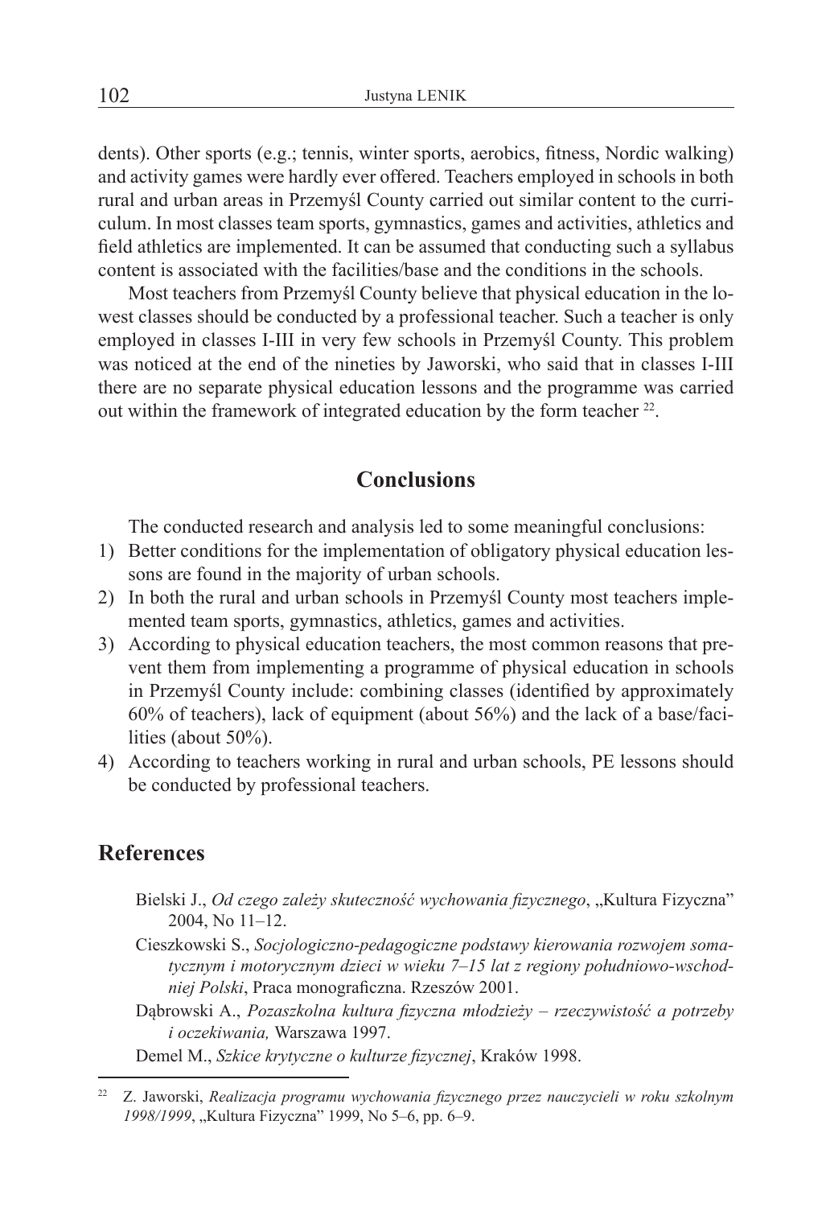dents). Other sports (e.g.; tennis, winter sports, aerobics, fitness, Nordic walking) and activity games were hardly ever offered. Teachers employed in schools in both rural and urban areas in Przemyśl County carried out similar content to the curriculum. In most classes team sports, gymnastics, games and activities, athletics and field athletics are implemented. It can be assumed that conducting such a syllabus content is associated with the facilities/base and the conditions in the schools.

Most teachers from Przemyśl County believe that physical education in the lowest classes should be conducted by a professional teacher. Such a teacher is only employed in classes I-III in very few schools in Przemyśl County. This problem was noticed at the end of the nineties by Jaworski, who said that in classes I-III there are no separate physical education lessons and the programme was carried out within the framework of integrated education by the form teacher [22].

## Conclusions

The conducted research and analysis led to some meaningful conclusions:

1) Better conditions for the implementation of obligatory physical education lessons are found in the majority of urban schools.
2) In both the rural and urban schools in Przemyśl County most teachers implemented team sports, gymnastics, athletics, games and activities.
3) According to physical education teachers, the most common reasons that prevent them from implementing a programme of physical education in schools in Przemyśl County include: combining classes (identified by approximately 60% of teachers), lack of equipment (about 56%) and the lack of a base/facilities (about 50%).
4) According to teachers working in rural and urban schools, PE lessons should be conducted by professional teachers.

## References

Bielski J., *Od czego zależy skuteczność wychowania fizycznego*, „Kultura Fizyczna" 2004, No 11–12.

Cieszkowski S., *Socjologiczno-pedagogiczne podstawy kierowania rozwojem somatycznym i motorycznym dzieci w wieku 7–15 lat z regiony południowo-wschodniej Polski*, Praca monograficzna. Rzeszów 2001.

Dąbrowski A., *Pozaszkolna kultura fizyczna młodzieży – rzeczywistość a potrzeby i oczekiwania,* Warszawa 1997.

Demel M., *Szkice krytyczne o kulturze fizycznej*, Kraków 1998.

[22] Z. Jaworski, *Realizacja programu wychowania fizycznego przez nauczycieli w roku szkolnym 1998/1999*, „Kultura Fizyczna" 1999, No 5–6, pp. 6–9.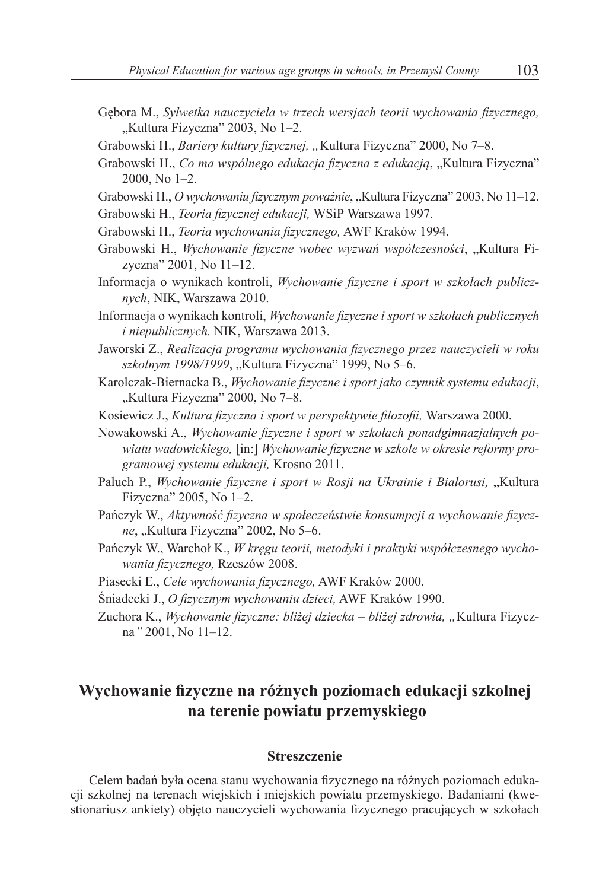Gębora M., *Sylwetka nauczyciela w trzech wersjach teorii wychowania fizycznego,* „Kultura Fizyczna" 2003, No 1–2.

Grabowski H., *Bariery kultury fizycznej, „*Kultura Fizyczna" 2000, No 7–8.

Grabowski H., *Co ma wspólnego edukacja fizyczna z edukacją*, „Kultura Fizyczna" 2000, No 1–2.

Grabowski H., *O wychowaniu fizycznym poważnie*, „Kultura Fizyczna" 2003, No 11–12.

Grabowski H., *Teoria fizycznej edukacji,* WSiP Warszawa 1997.

Grabowski H., *Teoria wychowania fizycznego,* AWF Kraków 1994.

Grabowski H., *Wychowanie fizyczne wobec wyzwań współczesności*, „Kultura Fizyczna" 2001, No 11–12.

Informacja o wynikach kontroli, *Wychowanie fizyczne i sport w szkołach publicznych*, NIK, Warszawa 2010.

Informacja o wynikach kontroli, *Wychowanie fizyczne i sport w szkołach publicznych i niepublicznych.* NIK, Warszawa 2013.

Jaworski Z., *Realizacja programu wychowania fizycznego przez nauczycieli w roku szkolnym 1998/1999*, „Kultura Fizyczna" 1999, No 5–6.

Karolczak-Biernacka B., *Wychowanie fizyczne i sport jako czynnik systemu edukacji*, „Kultura Fizyczna" 2000, No 7–8.

Kosiewicz J., *Kultura fizyczna i sport w perspektywie filozofii,* Warszawa 2000.

Nowakowski A., *Wychowanie fizyczne i sport w szkołach ponadgimnazjalnych powiatu wadowickiego,* [in:] *Wychowanie fizyczne w szkole w okresie reformy programowej systemu edukacji,* Krosno 2011.

Paluch P., *Wychowanie fizyczne i sport w Rosji na Ukrainie i Białorusi,* „Kultura Fizyczna" 2005, No 1–2.

Pańczyk W., *Aktywność fizyczna w społeczeństwie konsumpcji a wychowanie fizyczne*, „Kultura Fizyczna" 2002, No 5–6.

Pańczyk W., Warchoł K., *W kręgu teorii, metodyki i praktyki współczesnego wychowania fizycznego,* Rzeszów 2008.

Piasecki E., *Cele wychowania fizycznego,* AWF Kraków 2000.

Śniadecki J., *O fizycznym wychowaniu dzieci,* AWF Kraków 1990.

Zuchora K., *Wychowanie fizyczne: bliżej dziecka – bliżej zdrowia, „*Kultura Fizyczna*"* 2001, No 11–12.

## Wychowanie fizyczne na różnych poziomach edukacji szkolnej na terenie powiatu przemyskiego

### Streszczenie

Celem badań była ocena stanu wychowania fizycznego na różnych poziomach edukacji szkolnej na terenach wiejskich i miejskich powiatu przemyskiego. Badaniami (kwestionariusz ankiety) objęto nauczycieli wychowania fizycznego pracujących w szkołach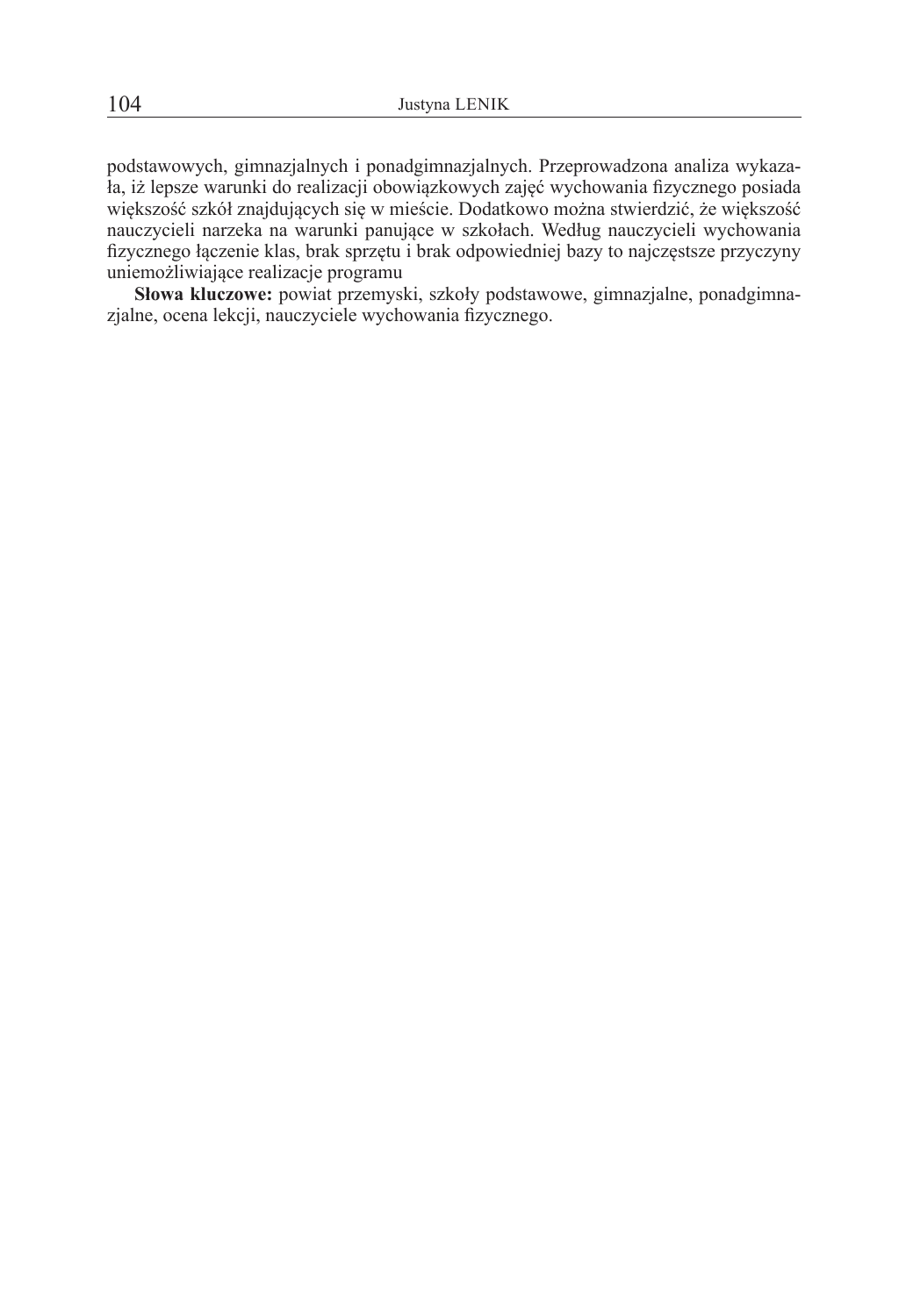podstawowych, gimnazjalnych i ponadgimnazjalnych. Przeprowadzona analiza wykazała, iż lepsze warunki do realizacji obowiązkowych zajęć wychowania fizycznego posiada większość szkół znajdujących się w mieście. Dodatkowo można stwierdzić, że większość nauczycieli narzeka na warunki panujące w szkołach. Według nauczycieli wychowania fizycznego łączenie klas, brak sprzętu i brak odpowiedniej bazy to najczęstsze przyczyny uniemożliwiające realizacje programu

**Słowa kluczowe:** powiat przemyski, szkoły podstawowe, gimnazjalne, ponadgimnazjalne, ocena lekcji, nauczyciele wychowania fizycznego.